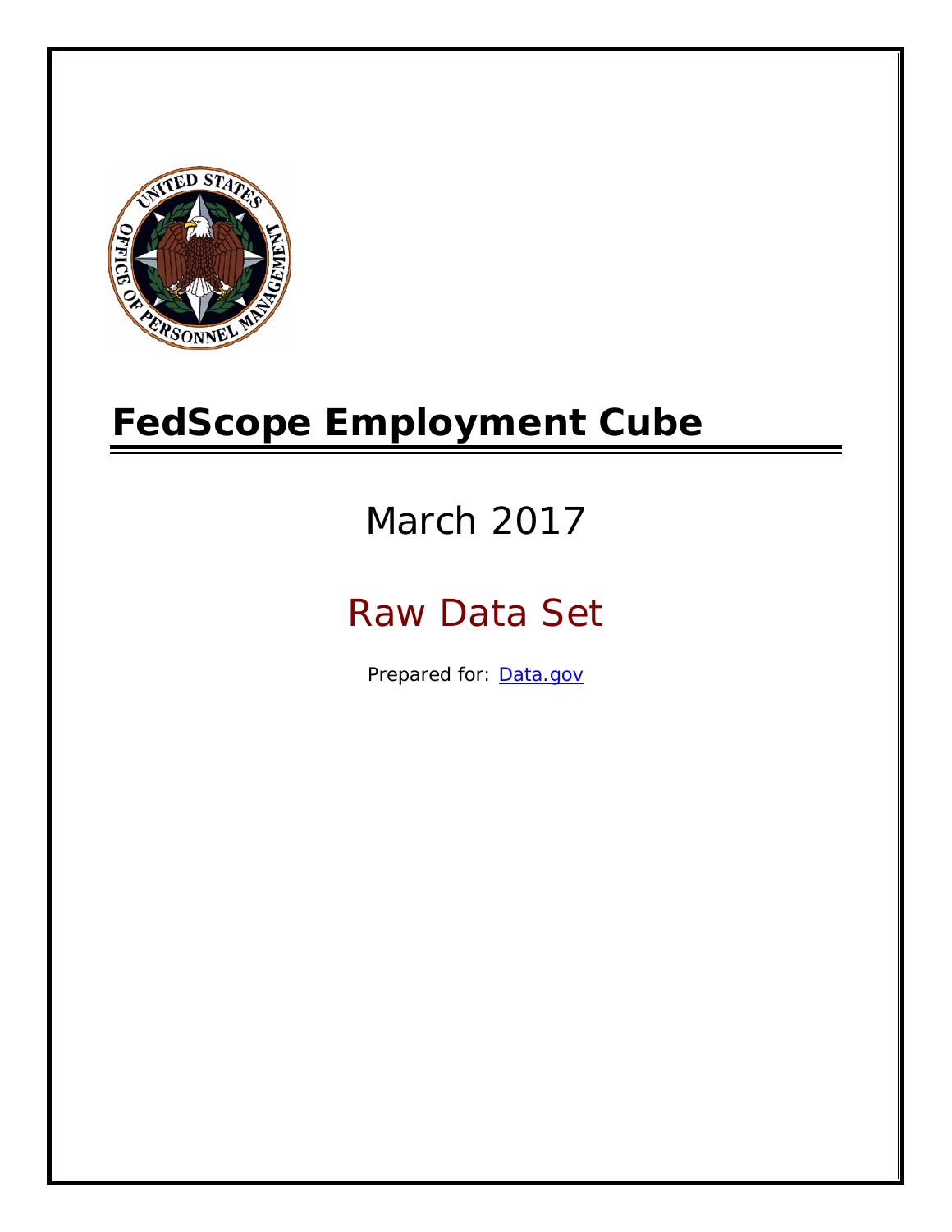# FedScope Employment Cube

March 2017

Raw Data Set

Prepared for: [Data.gov](Data.gov)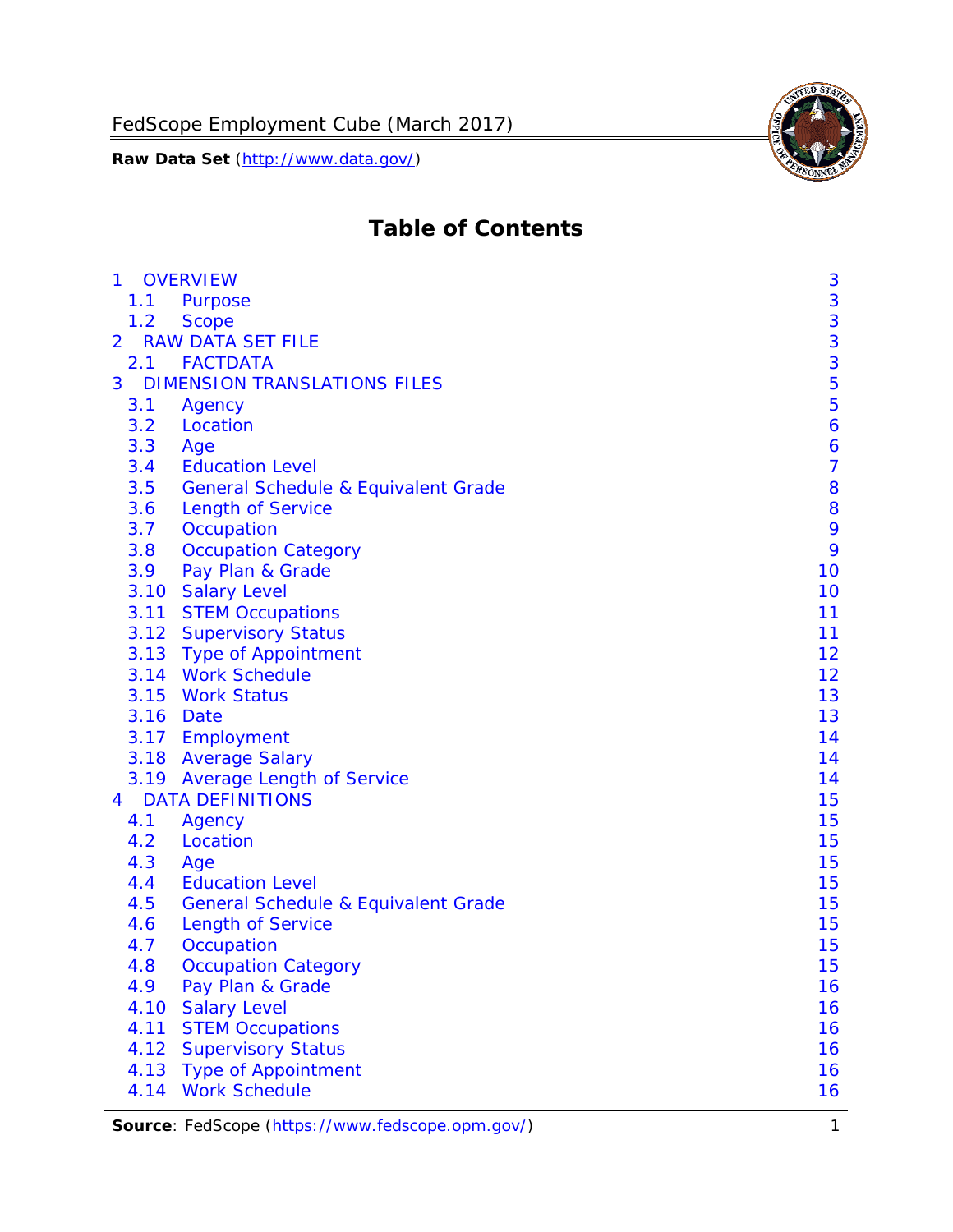# Table of Contents

- 1 OVERVIEW 3
  - 1.1 Purpose 3
  - 1.2 Scope 3
- 2 RAW DATA SET FILE 3
  - 2.1 FACTDATA 3
- 3 DIMENSION TRANSLATIONS FILES 5
  - 3.1 Agency 5
  - 3.2 Location 6
  - 3.3 Age 6
  - 3.4 Education Level 7
  - 3.5 General Schedule & Equivalent Grade 8
  - 3.6 Length of Service 8
  - 3.7 Occupation 9
  - 3.8 Occupation Category 9
  - 3.9 Pay Plan & Grade 10
  - 3.10 Salary Level 10
  - 3.11 STEM Occupations 11
  - 3.12 Supervisory Status 11
  - 3.13 Type of Appointment 12
  - 3.14 Work Schedule 12
  - 3.15 Work Status 13
  - 3.16 Date 13
  - 3.17 Employment 14
  - 3.18 Average Salary 14
  - 3.19 Average Length of Service 14
- 4 DATA DEFINITIONS 15
  - 4.1 Agency 15
  - 4.2 Location 15
  - 4.3 Age 15
  - 4.4 Education Level 15
  - 4.5 General Schedule & Equivalent Grade 15
  - 4.6 Length of Service 15
  - 4.7 Occupation 15
  - 4.8 Occupation Category 15
  - 4.9 Pay Plan & Grade 16
  - 4.10 Salary Level 16
  - 4.11 STEM Occupations 16
  - 4.12 Supervisory Status 16
  - 4.13 Type of Appointment 16
  - 4.14 Work Schedule 16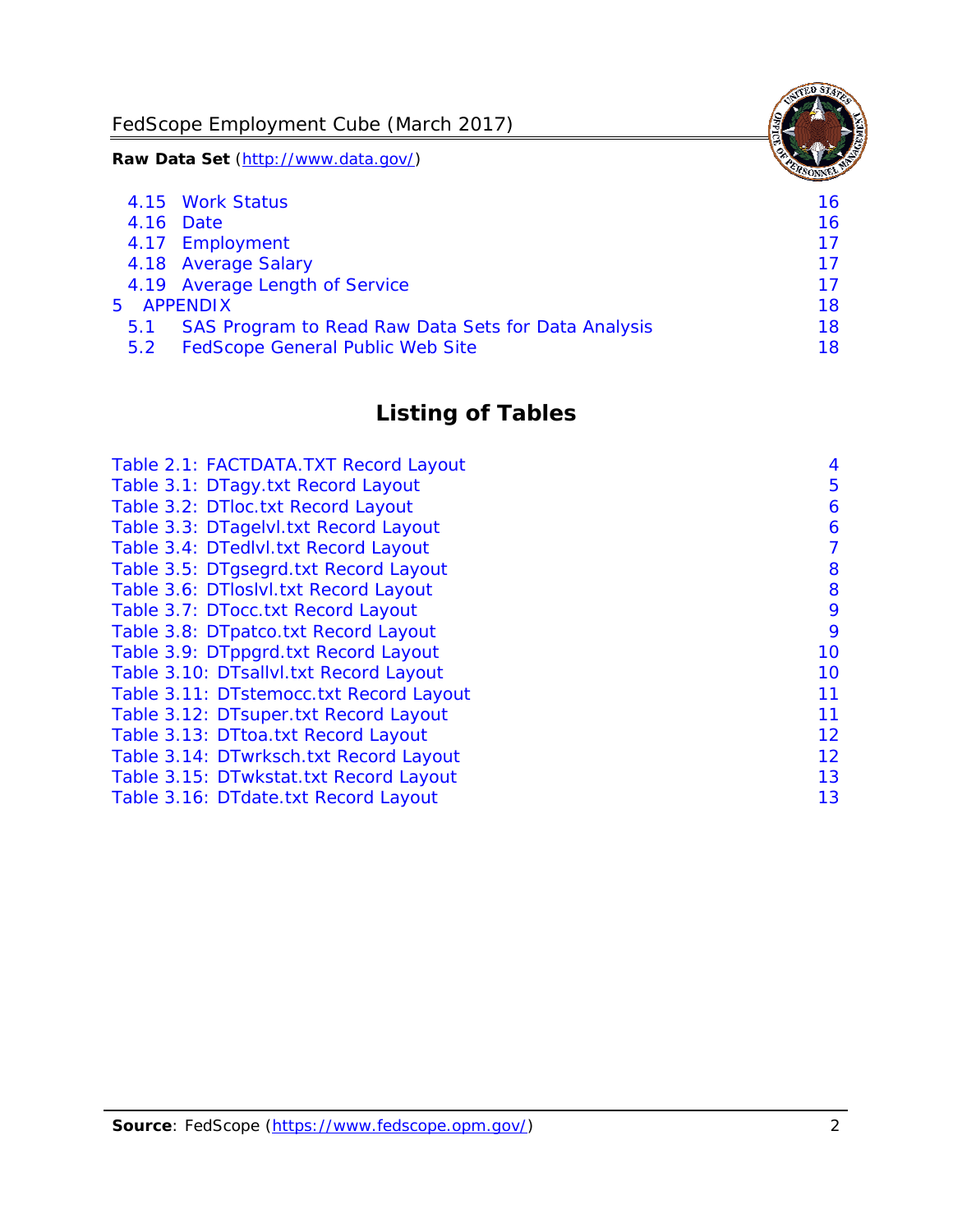4.15 Work Status 16
4.16 Date 16
4.17 Employment 17
4.18 Average Salary 17
4.19 Average Length of Service 17
5 APPENDIX 18
5.1 SAS Program to Read Raw Data Sets for Data Analysis 18
5.2 FedScope General Public Web Site 18

## Listing of Tables

Table 2.1: FACTDATA.TXT Record Layout 4
Table 3.1: DTagy.txt Record Layout 5
Table 3.2: DTloc.txt Record Layout 6
Table 3.3: DTagelvl.txt Record Layout 6
Table 3.4: DTedlvl.txt Record Layout 7
Table 3.5: DTgsegrd.txt Record Layout 8
Table 3.6: DTloslvl.txt Record Layout 8
Table 3.7: DTocc.txt Record Layout 9
Table 3.8: DTpatco.txt Record Layout 9
Table 3.9: DTppgrd.txt Record Layout 10
Table 3.10: DTsallvl.txt Record Layout 10
Table 3.11: DTstemocc.txt Record Layout 11
Table 3.12: DTsuper.txt Record Layout 11
Table 3.13: DTtoa.txt Record Layout 12
Table 3.14: DTwrksch.txt Record Layout 12
Table 3.15: DTwkstat.txt Record Layout 13
Table 3.16: DTdate.txt Record Layout 13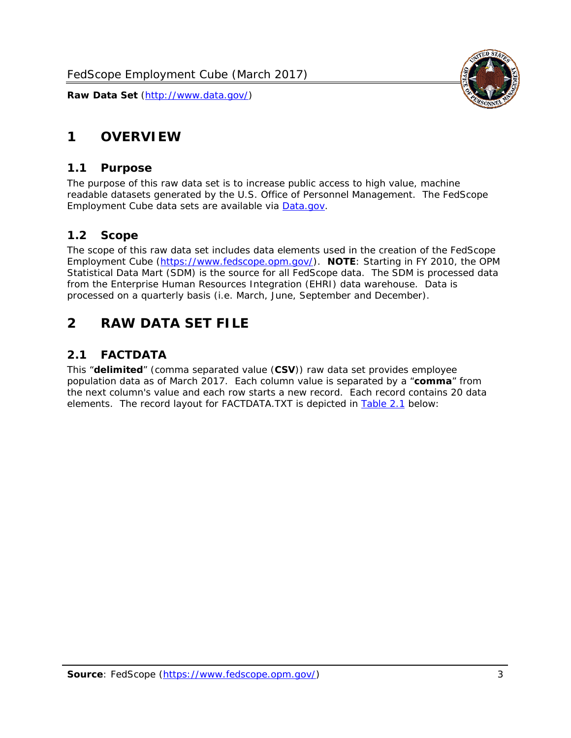# 1 OVERVIEW

## 1.1 Purpose

The purpose of this raw data set is to increase public access to high value, machine readable datasets generated by the U.S. Office of Personnel Management. The FedScope Employment Cube data sets are available via [Data.gov](http://www.data.gov/).

## 1.2 Scope

The scope of this raw data set includes data elements used in the creation of the FedScope Employment Cube ([https://www.fedscope.opm.gov/](https://www.fedscope.opm.gov/)). **NOTE**: Starting in FY 2010, the OPM Statistical Data Mart (SDM) is the source for all FedScope data. The SDM is processed data from the Enterprise Human Resources Integration (EHRI) data warehouse. Data is processed on a quarterly basis (i.e. March, June, September and December).

# 2 RAW DATA SET FILE

## 2.1 FACTDATA

This "**delimited**" (comma separated value (**CSV**)) raw data set provides employee population data as of March 2017. Each column value is separated by a "**comma**" from the next column's value and each row starts a new record. Each record contains 20 data elements. The record layout for FACTDATA.TXT is depicted in Table 2.1 below: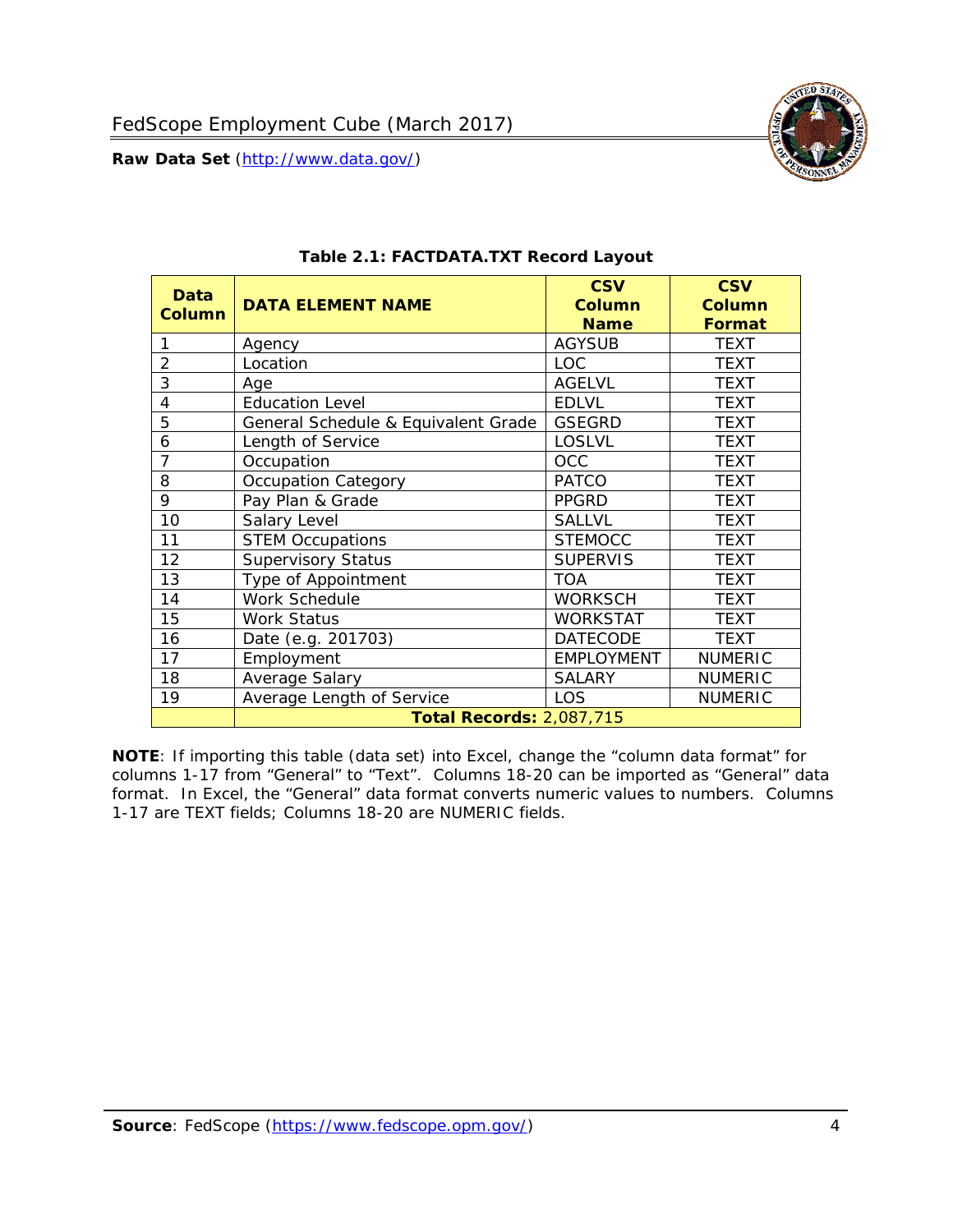**Table 2.1: FACTDATA.TXT Record Layout**

| Data Column | DATA ELEMENT NAME | CSV Column Name | CSV Column Format |
|---|---|---|---|
| 1 | Agency | AGYSUB | TEXT |
| 2 | Location | LOC | TEXT |
| 3 | Age | AGELVL | TEXT |
| 4 | Education Level | EDLVL | TEXT |
| 5 | General Schedule & Equivalent Grade | GSEGRD | TEXT |
| 6 | Length of Service | LOSLVL | TEXT |
| 7 | Occupation | OCC | TEXT |
| 8 | Occupation Category | PATCO | TEXT |
| 9 | Pay Plan & Grade | PPGRD | TEXT |
| 10 | Salary Level | SALLVL | TEXT |
| 11 | STEM Occupations | STEMOCC | TEXT |
| 12 | Supervisory Status | SUPERVIS | TEXT |
| 13 | Type of Appointment | TOA | TEXT |
| 14 | Work Schedule | WORKSCH | TEXT |
| 15 | Work Status | WORKSTAT | TEXT |
| 16 | Date (e.g. 201703) | DATECODE | TEXT |
| 17 | Employment | EMPLOYMENT | NUMERIC |
| 18 | Average Salary | SALARY | NUMERIC |
| 19 | Average Length of Service | LOS | NUMERIC |
| | **Total Records:** 2,087,715 | | |

**NOTE**: If importing this table (data set) into Excel, change the "column data format" for columns 1-17 from "General" to "Text". Columns 18-20 can be imported as "General" data format. In Excel, the "General" data format converts numeric values to numbers. Columns 1-17 are TEXT fields; Columns 18-20 are NUMERIC fields.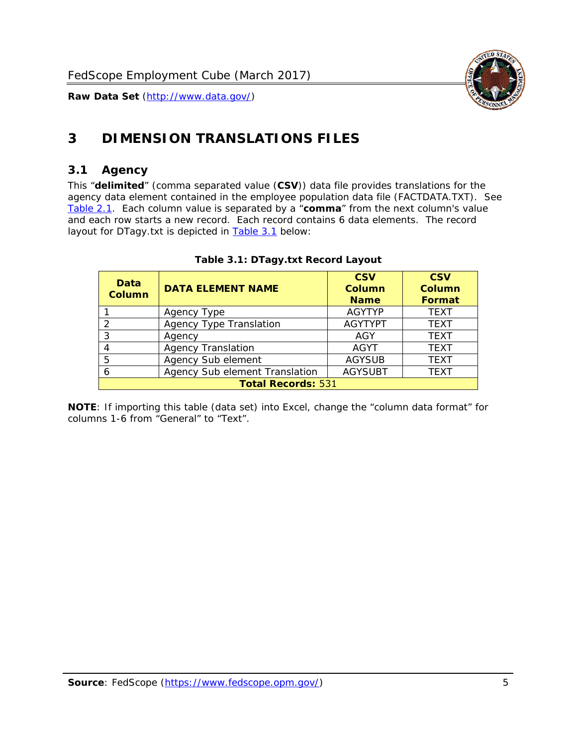# 3 DIMENSION TRANSLATIONS FILES

## 3.1 Agency

This "**delimited**" (comma separated value (**CSV**)) data file provides translations for the agency data element contained in the employee population data file (FACTDATA.TXT). See Table 2.1. Each column value is separated by a "**comma**" from the next column's value and each row starts a new record. Each record contains 6 data elements. The record layout for DTagy.txt is depicted in Table 3.1 below:

**Table 3.1: DTagy.txt Record Layout**

| Data Column | DATA ELEMENT NAME | CSV Column Name | CSV Column Format |
|---|---|---|---|
| 1 | Agency Type | AGYTYP | TEXT |
| 2 | Agency Type Translation | AGYTYPT | TEXT |
| 3 | Agency | AGY | TEXT |
| 4 | Agency Translation | AGYT | TEXT |
| 5 | Agency Sub element | AGYSUB | TEXT |
| 6 | Agency Sub element Translation | AGYSUBT | TEXT |
| **Total Records:** 531 | | | |

**NOTE**: If importing this table (data set) into Excel, change the "column data format" for columns 1-6 from "General" to "Text".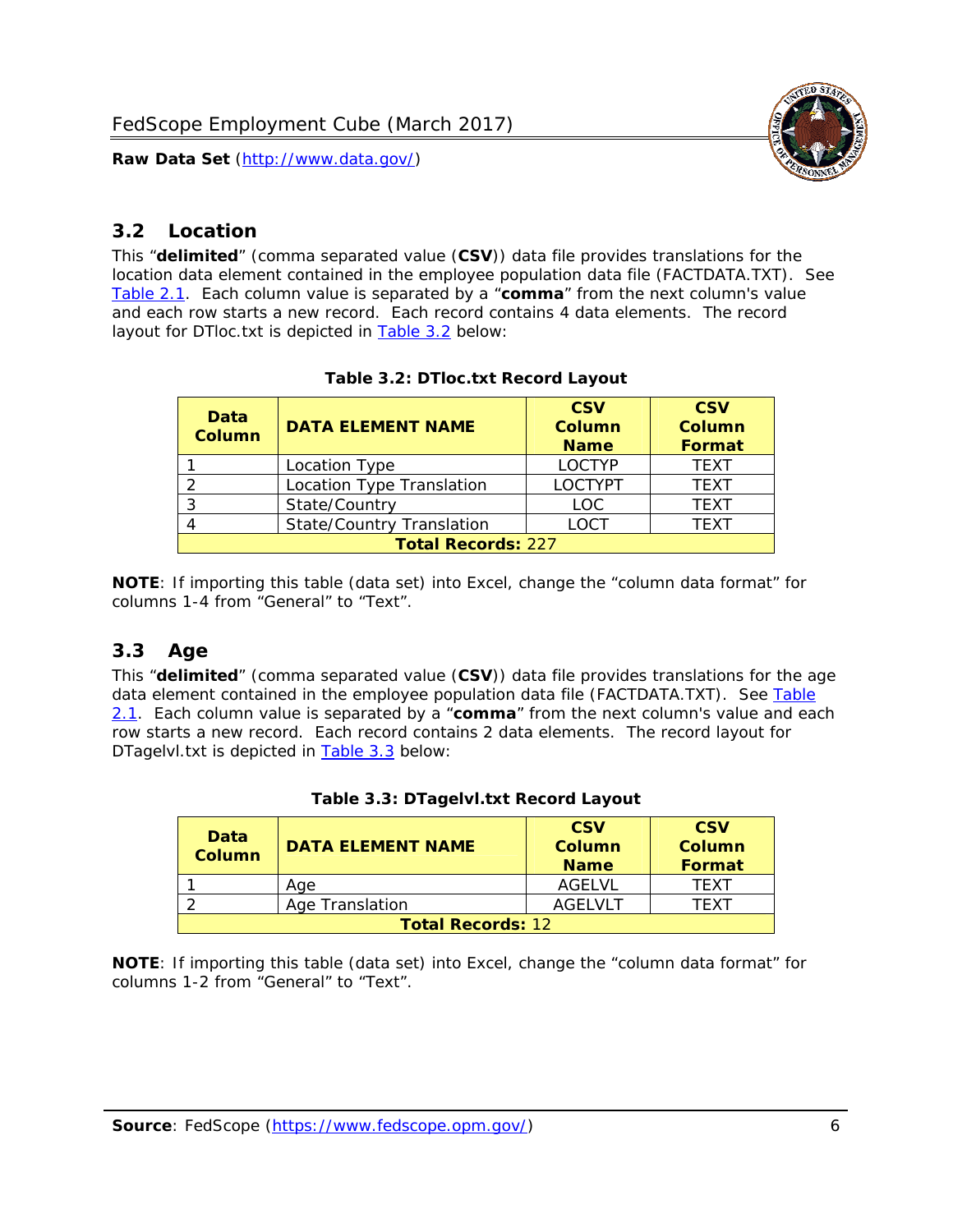## 3.2 Location

This "**delimited**" (comma separated value (**CSV**)) data file provides translations for the location data element contained in the employee population data file (FACTDATA.TXT). See Table 2.1. Each column value is separated by a "**comma**" from the next column's value and each row starts a new record. Each record contains 4 data elements. The record layout for DTloc.txt is depicted in Table 3.2 below:

**Table 3.2: DTloc.txt Record Layout**

| Data Column | DATA ELEMENT NAME | CSV Column Name | CSV Column Format |
|---|---|---|---|
| 1 | Location Type | LOCTYP | TEXT |
| 2 | Location Type Translation | LOCTYPT | TEXT |
| 3 | State/Country | LOC | TEXT |
| 4 | State/Country Translation | LOCT | TEXT |
| **Total Records:** 227 | | | |

**NOTE**: If importing this table (data set) into Excel, change the "column data format" for columns 1-4 from "General" to "Text".

## 3.3 Age

This "**delimited**" (comma separated value (**CSV**)) data file provides translations for the age data element contained in the employee population data file (FACTDATA.TXT). See Table 2.1. Each column value is separated by a "**comma**" from the next column's value and each row starts a new record. Each record contains 2 data elements. The record layout for DTagelvl.txt is depicted in Table 3.3 below:

**Table 3.3: DTagelvl.txt Record Layout**

| Data Column | DATA ELEMENT NAME | CSV Column Name | CSV Column Format |
|---|---|---|---|
| 1 | Age | AGELVL | TEXT |
| 2 | Age Translation | AGELVLT | TEXT |
| **Total Records:** 12 | | | |

**NOTE**: If importing this table (data set) into Excel, change the "column data format" for columns 1-2 from "General" to "Text".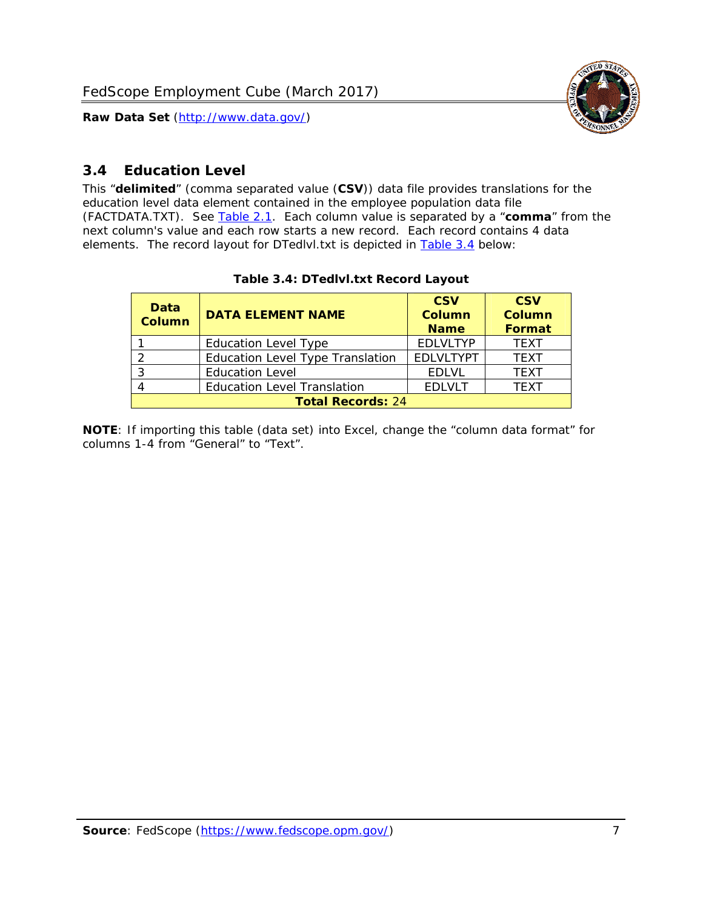## 3.4 Education Level

This “**delimited**” (comma separated value (**CSV**)) data file provides translations for the education level data element contained in the employee population data file (FACTDATA.TXT). See Table 2.1. Each column value is separated by a “**comma**” from the next column's value and each row starts a new record. Each record contains 4 data elements. The record layout for DTedlvl.txt is depicted in Table 3.4 below:

**Table 3.4: DTedlvl.txt Record Layout**

| Data Column | DATA ELEMENT NAME | CSV Column Name | CSV Column Format |
|---|---|---|---|
| 1 | Education Level Type | EDLVLTYP | TEXT |
| 2 | Education Level Type Translation | EDLVLTYPT | TEXT |
| 3 | Education Level | EDLVL | TEXT |
| 4 | Education Level Translation | EDLVLT | TEXT |
| **Total Records:** 24 | | | |

**NOTE**: If importing this table (data set) into Excel, change the “column data format” for columns 1-4 from “General” to “Text”.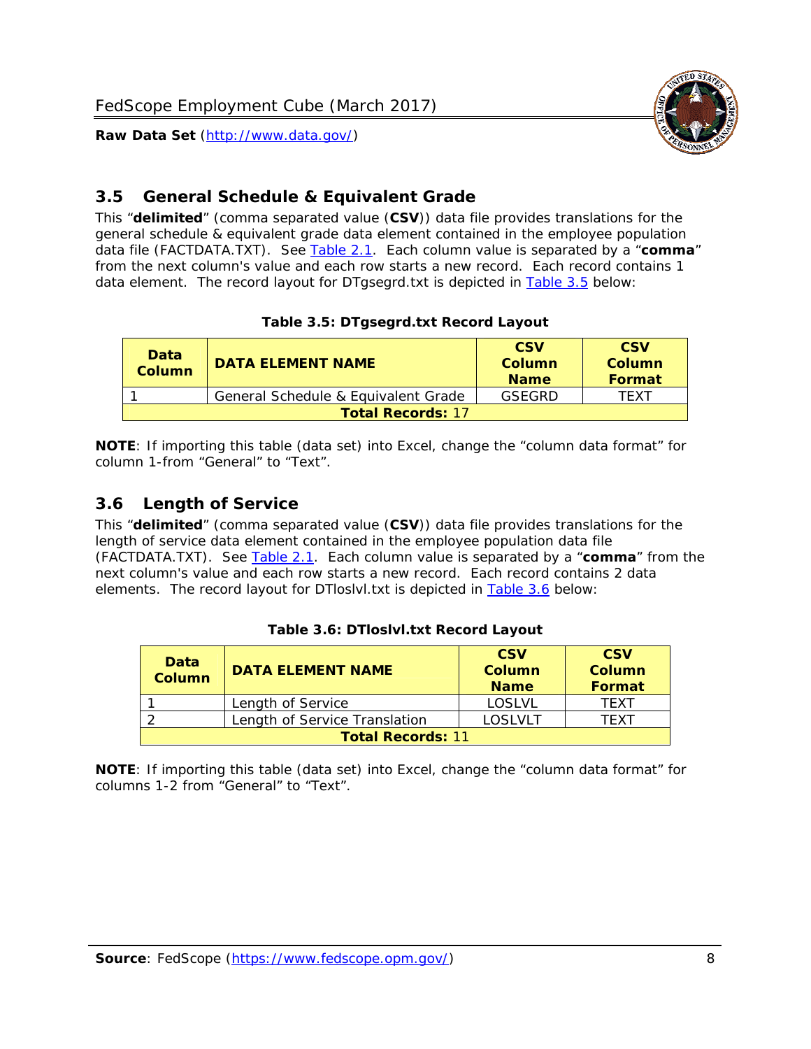## 3.5 General Schedule & Equivalent Grade

This "**delimited**" (comma separated value (**CSV**)) data file provides translations for the general schedule & equivalent grade data element contained in the employee population data file (FACTDATA.TXT). See Table 2.1. Each column value is separated by a "**comma**" from the next column's value and each row starts a new record. Each record contains 1 data element. The record layout for DTgsegrd.txt is depicted in Table 3.5 below:

**Table 3.5: DTgsegrd.txt Record Layout**

| Data Column | DATA ELEMENT NAME | CSV Column Name | CSV Column Format |
|---|---|---|---|
| 1 | General Schedule & Equivalent Grade | GSEGRD | TEXT |
| **Total Records:** 17 | | | |

**NOTE**: If importing this table (data set) into Excel, change the "column data format" for column 1-from "General" to "Text".

## 3.6 Length of Service

This "**delimited**" (comma separated value (**CSV**)) data file provides translations for the length of service data element contained in the employee population data file (FACTDATA.TXT). See Table 2.1. Each column value is separated by a "**comma**" from the next column's value and each row starts a new record. Each record contains 2 data elements. The record layout for DTloslvl.txt is depicted in Table 3.6 below:

**Table 3.6: DTloslvl.txt Record Layout**

| Data Column | DATA ELEMENT NAME | CSV Column Name | CSV Column Format |
|---|---|---|---|
| 1 | Length of Service | LOSLVL | TEXT |
| 2 | Length of Service Translation | LOSLVLT | TEXT |
| **Total Records:** 11 | | | |

**NOTE**: If importing this table (data set) into Excel, change the "column data format" for columns 1-2 from "General" to "Text".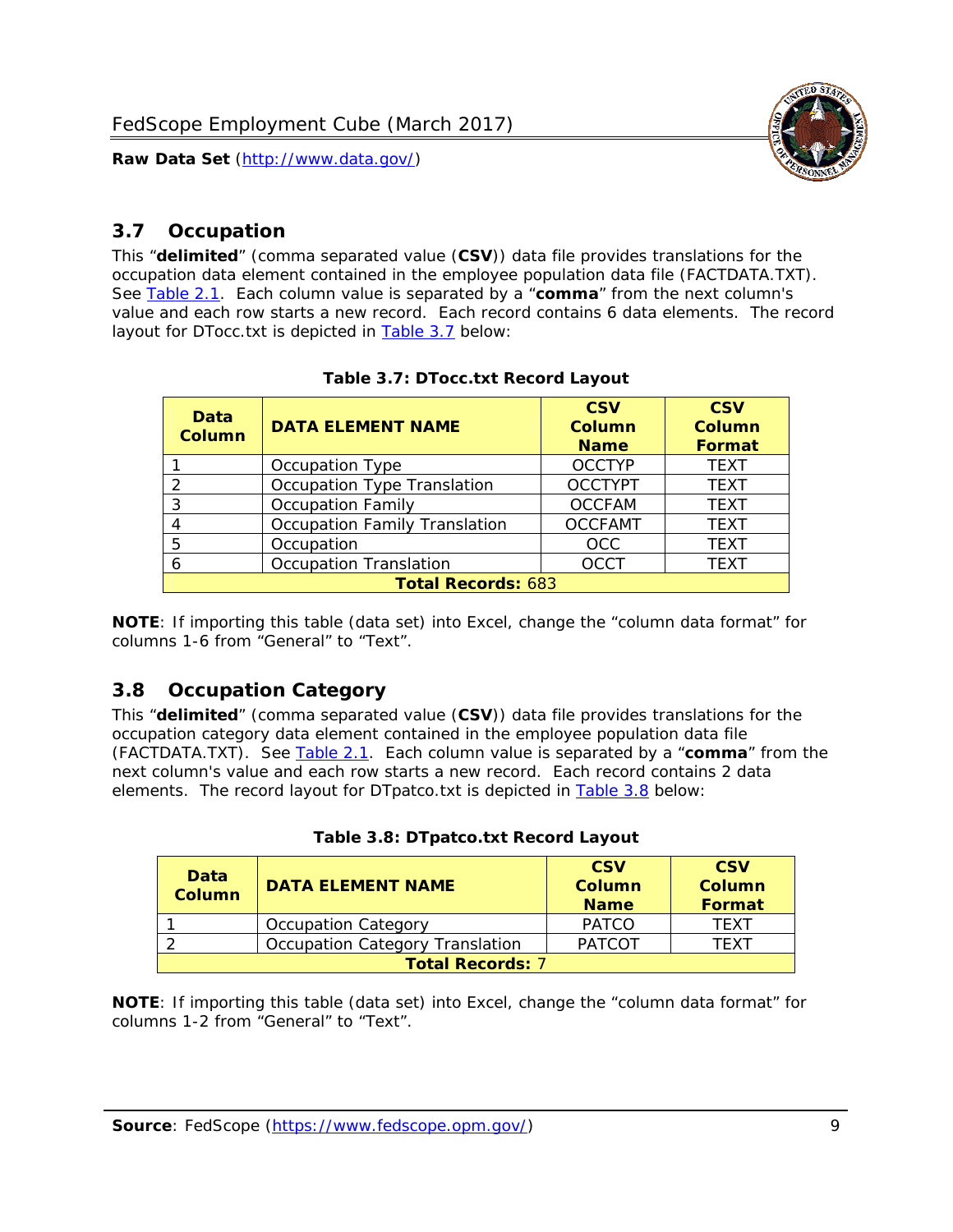## 3.7 Occupation

This "**delimited**" (comma separated value (**CSV**)) data file provides translations for the occupation data element contained in the employee population data file (FACTDATA.TXT). See Table 2.1. Each column value is separated by a "**comma**" from the next column's value and each row starts a new record. Each record contains 6 data elements. The record layout for DTocc.txt is depicted in Table 3.7 below:

**Table 3.7: DTocc.txt Record Layout**

| Data Column | DATA ELEMENT NAME | CSV Column Name | CSV Column Format |
|---|---|---|---|
| 1 | Occupation Type | OCCTYP | TEXT |
| 2 | Occupation Type Translation | OCCTYPT | TEXT |
| 3 | Occupation Family | OCCFAM | TEXT |
| 4 | Occupation Family Translation | OCCFAMT | TEXT |
| 5 | Occupation | OCC | TEXT |
| 6 | Occupation Translation | OCCT | TEXT |
| **Total Records:** 683 | | | |

**NOTE**: If importing this table (data set) into Excel, change the "column data format" for columns 1-6 from "General" to "Text".

## 3.8 Occupation Category

This "**delimited**" (comma separated value (**CSV**)) data file provides translations for the occupation category data element contained in the employee population data file (FACTDATA.TXT). See Table 2.1. Each column value is separated by a "**comma**" from the next column's value and each row starts a new record. Each record contains 2 data elements. The record layout for DTpatco.txt is depicted in Table 3.8 below:

**Table 3.8: DTpatco.txt Record Layout**

| Data Column | DATA ELEMENT NAME | CSV Column Name | CSV Column Format |
|---|---|---|---|
| 1 | Occupation Category | PATCO | TEXT |
| 2 | Occupation Category Translation | PATCOT | TEXT |
| **Total Records:** 7 | | | |

**NOTE**: If importing this table (data set) into Excel, change the "column data format" for columns 1-2 from "General" to "Text".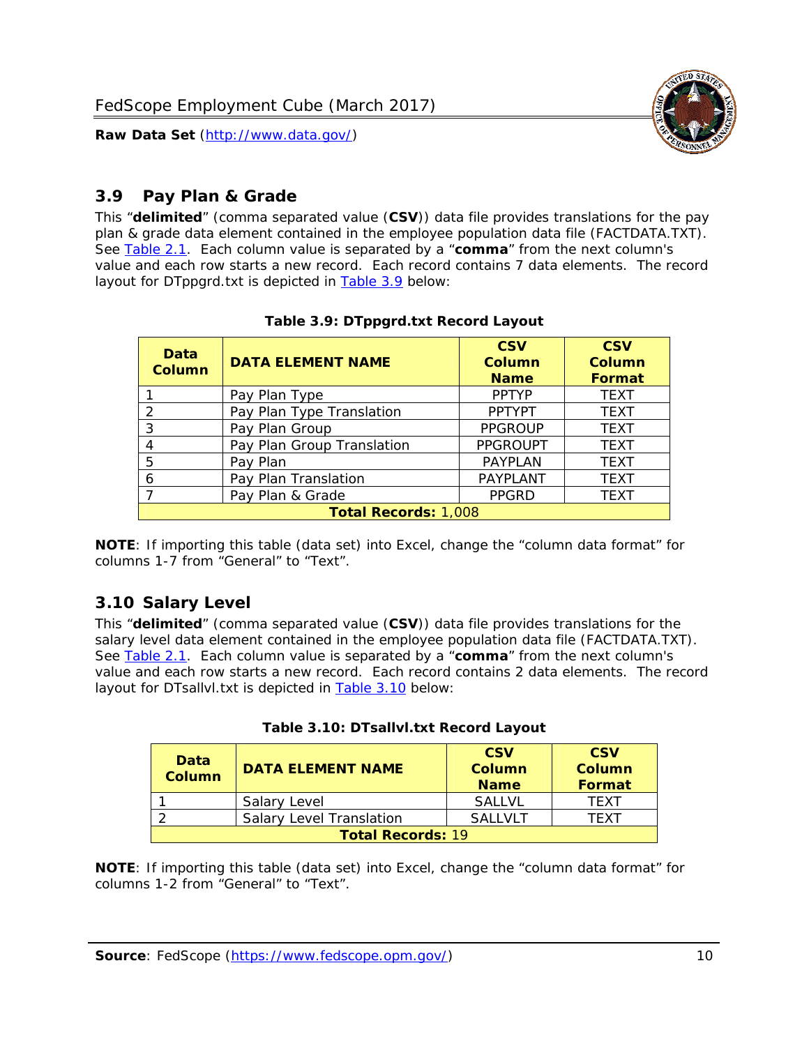## 3.9 Pay Plan & Grade

This "**delimited**" (comma separated value (**CSV**)) data file provides translations for the pay plan & grade data element contained in the employee population data file (FACTDATA.TXT). See Table 2.1. Each column value is separated by a "**comma**" from the next column's value and each row starts a new record. Each record contains 7 data elements. The record layout for DTppgrd.txt is depicted in Table 3.9 below:

**Table 3.9: DTppgrd.txt Record Layout**

| Data Column | DATA ELEMENT NAME | CSV Column Name | CSV Column Format |
|---|---|---|---|
| 1 | Pay Plan Type | PPTYP | TEXT |
| 2 | Pay Plan Type Translation | PPTYPT | TEXT |
| 3 | Pay Plan Group | PPGROUP | TEXT |
| 4 | Pay Plan Group Translation | PPGROUPT | TEXT |
| 5 | Pay Plan | PAYPLAN | TEXT |
| 6 | Pay Plan Translation | PAYPLANT | TEXT |
| 7 | Pay Plan & Grade | PPGRD | TEXT |
| **Total Records:** 1,008 | | | |

**NOTE**: If importing this table (data set) into Excel, change the "column data format" for columns 1-7 from "General" to "Text".

## 3.10 Salary Level

This "**delimited**" (comma separated value (**CSV**)) data file provides translations for the salary level data element contained in the employee population data file (FACTDATA.TXT). See Table 2.1. Each column value is separated by a "**comma**" from the next column's value and each row starts a new record. Each record contains 2 data elements. The record layout for DTsallvl.txt is depicted in Table 3.10 below:

**Table 3.10: DTsallvl.txt Record Layout**

| Data Column | DATA ELEMENT NAME | CSV Column Name | CSV Column Format |
|---|---|---|---|
| 1 | Salary Level | SALLVL | TEXT |
| 2 | Salary Level Translation | SALLVLT | TEXT |
| **Total Records:** 19 | | | |

**NOTE**: If importing this table (data set) into Excel, change the "column data format" for columns 1-2 from "General" to "Text".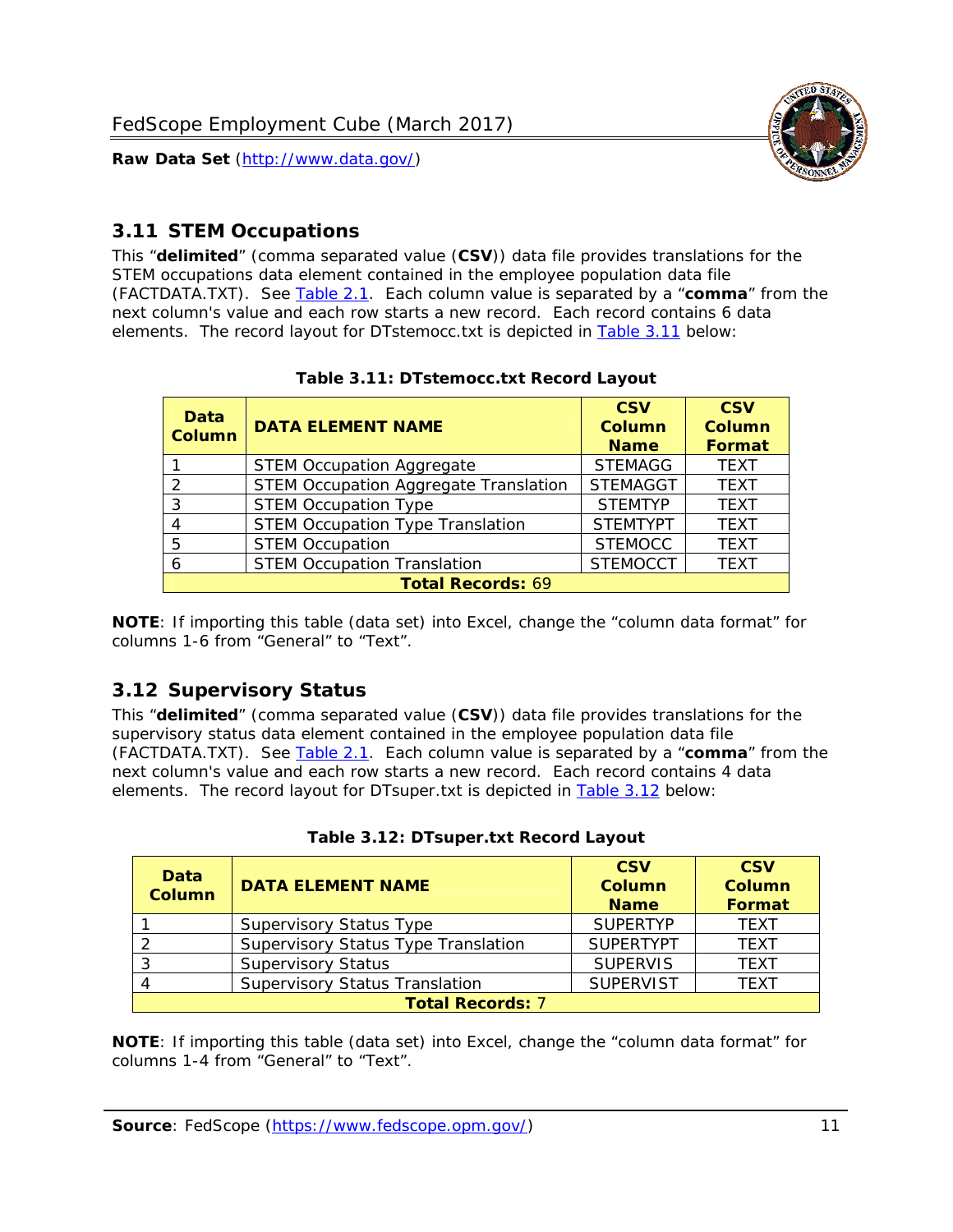## 3.11 STEM Occupations

This "**delimited**" (comma separated value (**CSV**)) data file provides translations for the STEM occupations data element contained in the employee population data file (FACTDATA.TXT). See Table 2.1. Each column value is separated by a "**comma**" from the next column's value and each row starts a new record. Each record contains 6 data elements. The record layout for DTstemocc.txt is depicted in Table 3.11 below:

**Table 3.11: DTstemocc.txt Record Layout**

| Data Column | DATA ELEMENT NAME | CSV Column Name | CSV Column Format |
|---|---|---|---|
| 1 | STEM Occupation Aggregate | STEMAGG | TEXT |
| 2 | STEM Occupation Aggregate Translation | STEMAGGT | TEXT |
| 3 | STEM Occupation Type | STEMTYP | TEXT |
| 4 | STEM Occupation Type Translation | STEMTYPT | TEXT |
| 5 | STEM Occupation | STEMOCC | TEXT |
| 6 | STEM Occupation Translation | STEMOCCT | TEXT |
| **Total Records:** 69 | | | |

**NOTE**: If importing this table (data set) into Excel, change the "column data format" for columns 1-6 from "General" to "Text".

## 3.12 Supervisory Status

This "**delimited**" (comma separated value (**CSV**)) data file provides translations for the supervisory status data element contained in the employee population data file (FACTDATA.TXT). See Table 2.1. Each column value is separated by a "**comma**" from the next column's value and each row starts a new record. Each record contains 4 data elements. The record layout for DTsuper.txt is depicted in Table 3.12 below:

**Table 3.12: DTsuper.txt Record Layout**

| Data Column | DATA ELEMENT NAME | CSV Column Name | CSV Column Format |
|---|---|---|---|
| 1 | Supervisory Status Type | SUPERTYP | TEXT |
| 2 | Supervisory Status Type Translation | SUPERTYPT | TEXT |
| 3 | Supervisory Status | SUPERVIS | TEXT |
| 4 | Supervisory Status Translation | SUPERVIST | TEXT |
| **Total Records:** 7 | | | |

**NOTE**: If importing this table (data set) into Excel, change the "column data format" for columns 1-4 from "General" to "Text".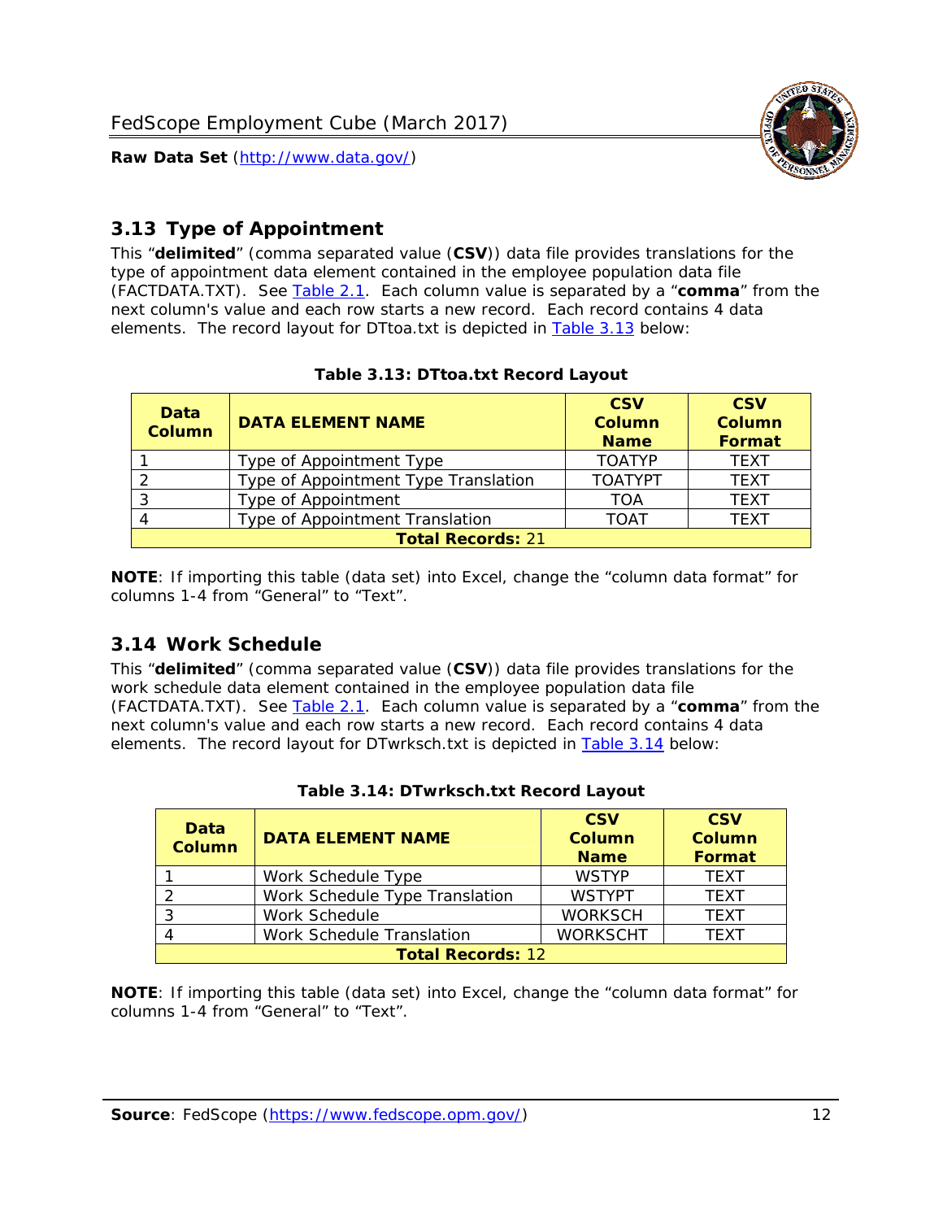## 3.13 Type of Appointment

This "**delimited**" (comma separated value (**CSV**)) data file provides translations for the type of appointment data element contained in the employee population data file (FACTDATA.TXT). See Table 2.1. Each column value is separated by a "**comma**" from the next column's value and each row starts a new record. Each record contains 4 data elements. The record layout for DTtoa.txt is depicted in Table 3.13 below:

**Table 3.13: DTtoa.txt Record Layout**

| Data Column | DATA ELEMENT NAME | CSV Column Name | CSV Column Format |
|---|---|---|---|
| 1 | Type of Appointment Type | TOATYP | TEXT |
| 2 | Type of Appointment Type Translation | TOATYPT | TEXT |
| 3 | Type of Appointment | TOA | TEXT |
| 4 | Type of Appointment Translation | TOAT | TEXT |
| **Total Records:** 21 | | | |

**NOTE**: If importing this table (data set) into Excel, change the "column data format" for columns 1-4 from "General" to "Text".

## 3.14 Work Schedule

This "**delimited**" (comma separated value (**CSV**)) data file provides translations for the work schedule data element contained in the employee population data file (FACTDATA.TXT). See Table 2.1. Each column value is separated by a "**comma**" from the next column's value and each row starts a new record. Each record contains 4 data elements. The record layout for DTwrksch.txt is depicted in Table 3.14 below:

**Table 3.14: DTwrksch.txt Record Layout**

| Data Column | DATA ELEMENT NAME | CSV Column Name | CSV Column Format |
|---|---|---|---|
| 1 | Work Schedule Type | WSTYP | TEXT |
| 2 | Work Schedule Type Translation | WSTYPT | TEXT |
| 3 | Work Schedule | WORKSCH | TEXT |
| 4 | Work Schedule Translation | WORKSCHT | TEXT |
| **Total Records:** 12 | | | |

**NOTE**: If importing this table (data set) into Excel, change the "column data format" for columns 1-4 from "General" to "Text".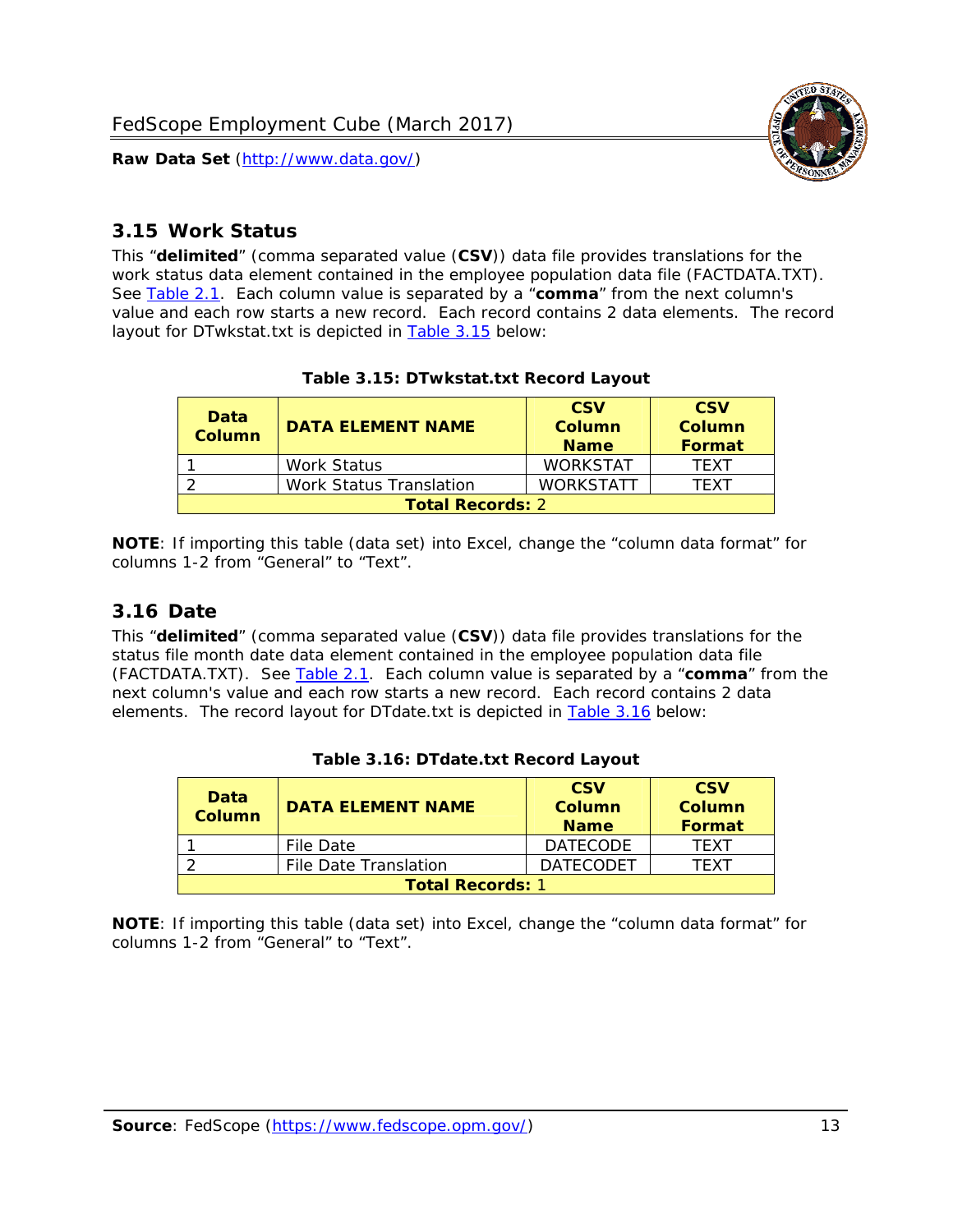## 3.15 Work Status

This "**delimited**" (comma separated value (**CSV**)) data file provides translations for the work status data element contained in the employee population data file (FACTDATA.TXT). See Table 2.1. Each column value is separated by a "**comma**" from the next column's value and each row starts a new record. Each record contains 2 data elements. The record layout for DTwkstat.txt is depicted in Table 3.15 below:

**Table 3.15: DTwkstat.txt Record Layout**

| Data Column | DATA ELEMENT NAME | CSV Column Name | CSV Column Format |
|---|---|---|---|
| 1 | Work Status | WORKSTAT | TEXT |
| 2 | Work Status Translation | WORKSTATT | TEXT |
| **Total Records:** 2 | | | |

**NOTE**: If importing this table (data set) into Excel, change the "column data format" for columns 1-2 from "General" to "Text".

## 3.16 Date

This "**delimited**" (comma separated value (**CSV**)) data file provides translations for the status file month date data element contained in the employee population data file (FACTDATA.TXT). See Table 2.1. Each column value is separated by a "**comma**" from the next column's value and each row starts a new record. Each record contains 2 data elements. The record layout for DTdate.txt is depicted in Table 3.16 below:

**Table 3.16: DTdate.txt Record Layout**

| Data Column | DATA ELEMENT NAME | CSV Column Name | CSV Column Format |
|---|---|---|---|
| 1 | File Date | DATECODE | TEXT |
| 2 | File Date Translation | DATECODET | TEXT |
| **Total Records:** 1 | | | |

**NOTE**: If importing this table (data set) into Excel, change the "column data format" for columns 1-2 from "General" to "Text".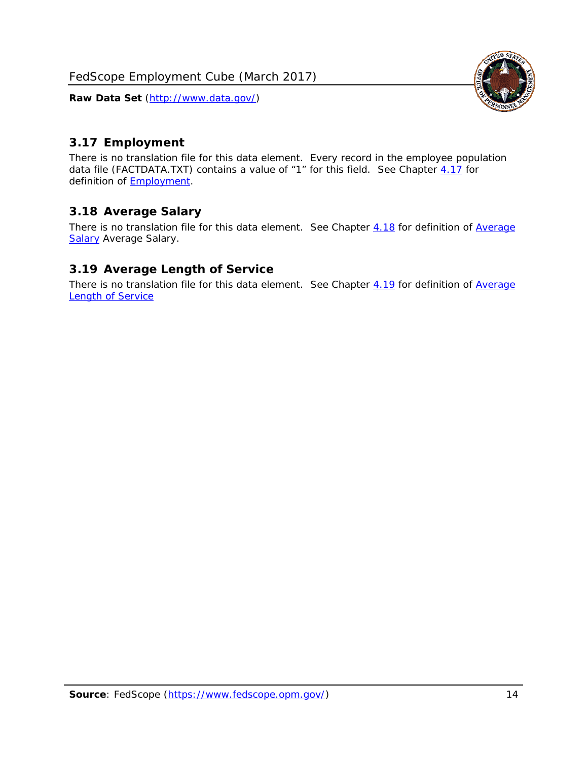## 3.17 Employment

There is no translation file for this data element. Every record in the employee population data file (FACTDATA.TXT) contains a value of "1" for this field. See Chapter 4.17 for definition of Employment.

## 3.18 Average Salary

There is no translation file for this data element. See Chapter 4.18 for definition of Average Salary Average Salary.

## 3.19 Average Length of Service

There is no translation file for this data element. See Chapter 4.19 for definition of Average Length of Service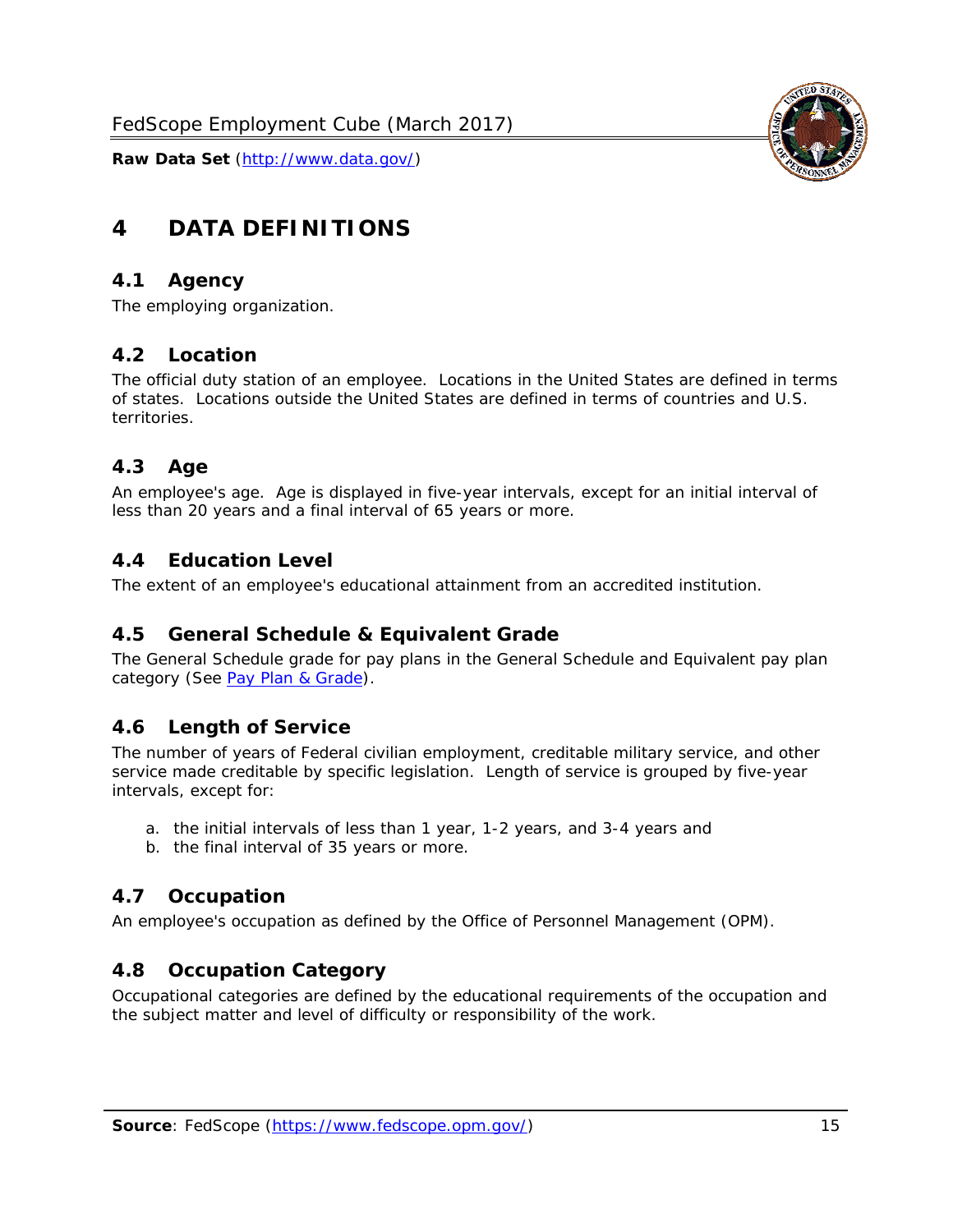# 4 DATA DEFINITIONS

## 4.1 Agency

The employing organization.

## 4.2 Location

The official duty station of an employee. Locations in the United States are defined in terms of states. Locations outside the United States are defined in terms of countries and U.S. territories.

## 4.3 Age

An employee's age. Age is displayed in five-year intervals, except for an initial interval of less than 20 years and a final interval of 65 years or more.

## 4.4 Education Level

The extent of an employee's educational attainment from an accredited institution.

## 4.5 General Schedule & Equivalent Grade

The General Schedule grade for pay plans in the General Schedule and Equivalent pay plan category (See Pay Plan & Grade).

## 4.6 Length of Service

The number of years of Federal civilian employment, creditable military service, and other service made creditable by specific legislation. Length of service is grouped by five-year intervals, except for:

a. the initial intervals of less than 1 year, 1-2 years, and 3-4 years and
b. the final interval of 35 years or more.

## 4.7 Occupation

An employee's occupation as defined by the Office of Personnel Management (OPM).

## 4.8 Occupation Category

Occupational categories are defined by the educational requirements of the occupation and the subject matter and level of difficulty or responsibility of the work.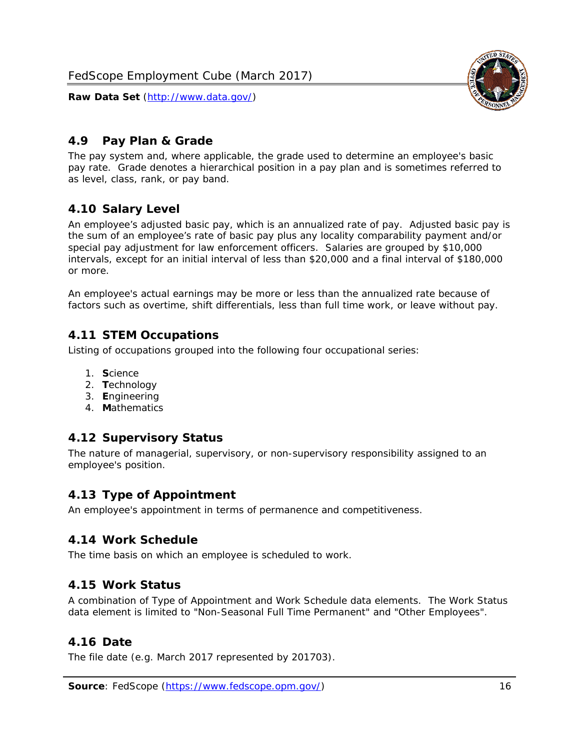## 4.9 Pay Plan & Grade

The pay system and, where applicable, the grade used to determine an employee's basic pay rate. Grade denotes a hierarchical position in a pay plan and is sometimes referred to as level, class, rank, or pay band.

## 4.10 Salary Level

An employee's adjusted basic pay, which is an annualized rate of pay. Adjusted basic pay is the sum of an employee's rate of basic pay plus any locality comparability payment and/or special pay adjustment for law enforcement officers. Salaries are grouped by $10,000 intervals, except for an initial interval of less than $20,000 and a final interval of $180,000 or more.

An employee's actual earnings may be more or less than the annualized rate because of factors such as overtime, shift differentials, less than full time work, or leave without pay.

## 4.11 STEM Occupations

Listing of occupations grouped into the following four occupational series:

1. **S**cience
2. **T**echnology
3. **E**ngineering
4. **M**athematics

## 4.12 Supervisory Status

The nature of managerial, supervisory, or non-supervisory responsibility assigned to an employee's position.

## 4.13 Type of Appointment

An employee's appointment in terms of permanence and competitiveness.

## 4.14 Work Schedule

The time basis on which an employee is scheduled to work.

## 4.15 Work Status

A combination of Type of Appointment and Work Schedule data elements. The Work Status data element is limited to "Non-Seasonal Full Time Permanent" and "Other Employees".

## 4.16 Date

The file date (e.g. March 2017 represented by 201703).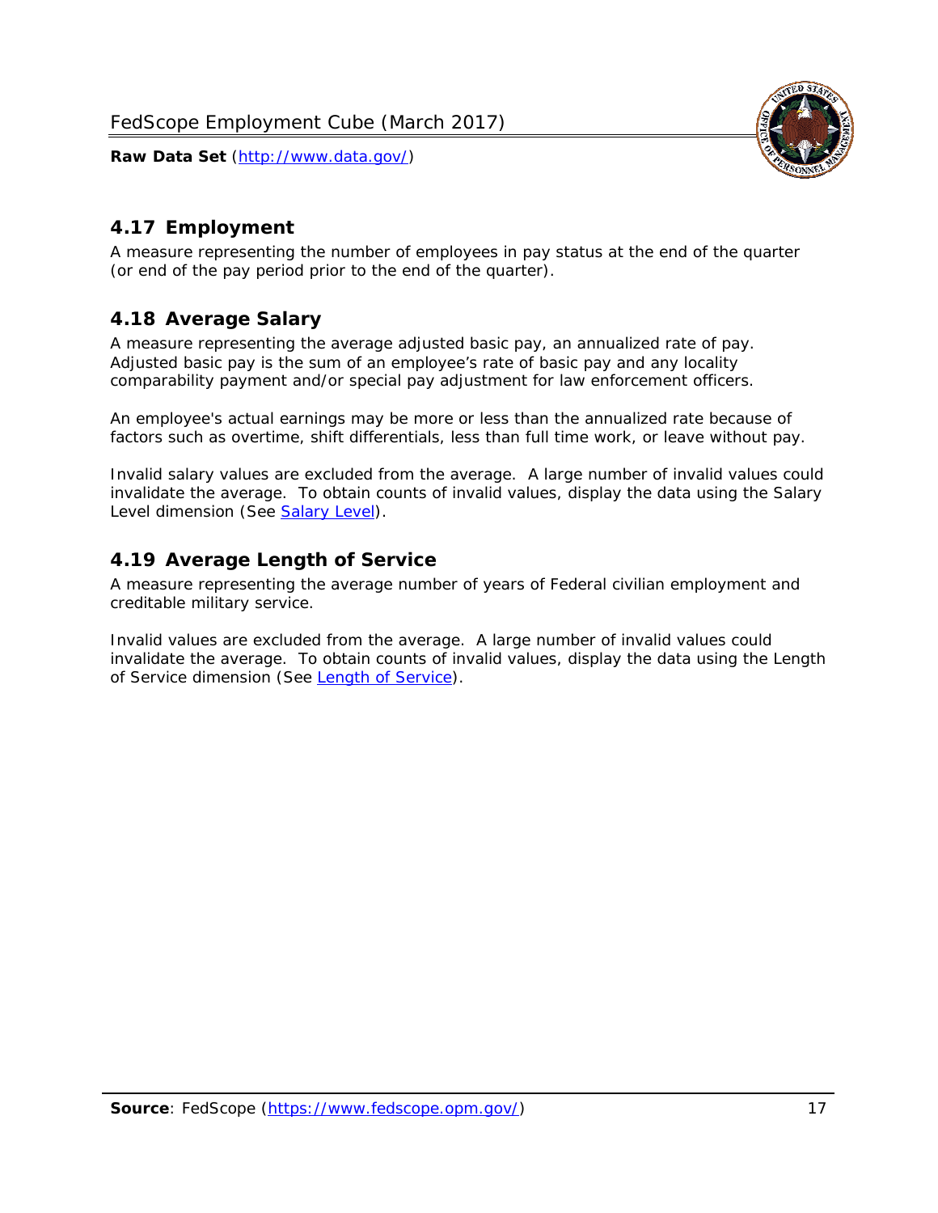## 4.17 Employment

A measure representing the number of employees in pay status at the end of the quarter (or end of the pay period prior to the end of the quarter).

## 4.18 Average Salary

A measure representing the average adjusted basic pay, an annualized rate of pay. Adjusted basic pay is the sum of an employee's rate of basic pay and any locality comparability payment and/or special pay adjustment for law enforcement officers.

An employee's actual earnings may be more or less than the annualized rate because of factors such as overtime, shift differentials, less than full time work, or leave without pay.

Invalid salary values are excluded from the average. A large number of invalid values could invalidate the average. To obtain counts of invalid values, display the data using the Salary Level dimension (See Salary Level).

## 4.19 Average Length of Service

A measure representing the average number of years of Federal civilian employment and creditable military service.

Invalid values are excluded from the average. A large number of invalid values could invalidate the average. To obtain counts of invalid values, display the data using the Length of Service dimension (See Length of Service).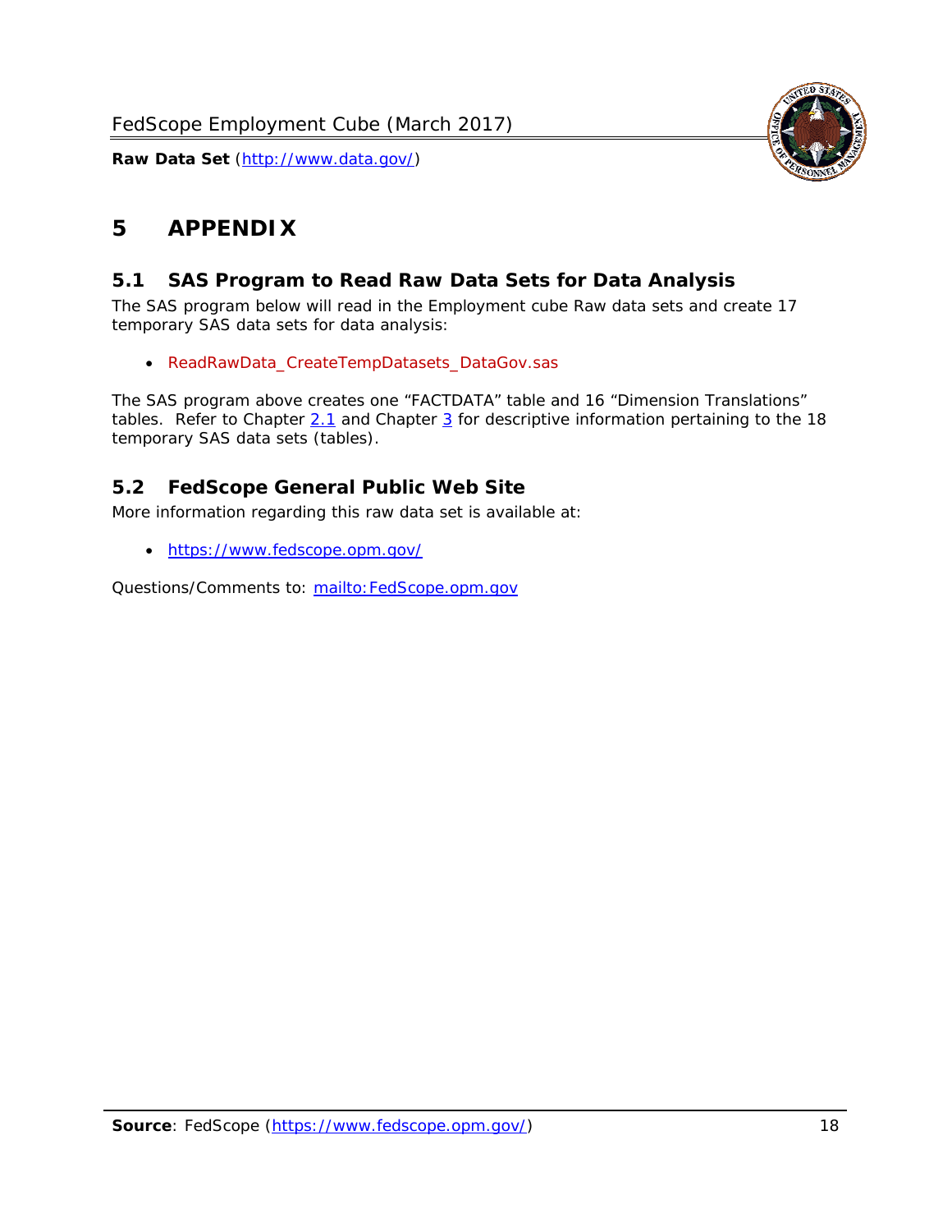# 5 APPENDIX

## 5.1 SAS Program to Read Raw Data Sets for Data Analysis

The SAS program below will read in the Employment cube Raw data sets and create 17 temporary SAS data sets for data analysis:

- ReadRawData_CreateTempDatasets_DataGov.sas

The SAS program above creates one "FACTDATA" table and 16 "Dimension Translations" tables. Refer to Chapter 2.1 and Chapter 3 for descriptive information pertaining to the 18 temporary SAS data sets (tables).

## 5.2 FedScope General Public Web Site

More information regarding this raw data set is available at:

- https://www.fedscope.opm.gov/

Questions/Comments to: mailto:FedScope.opm.gov